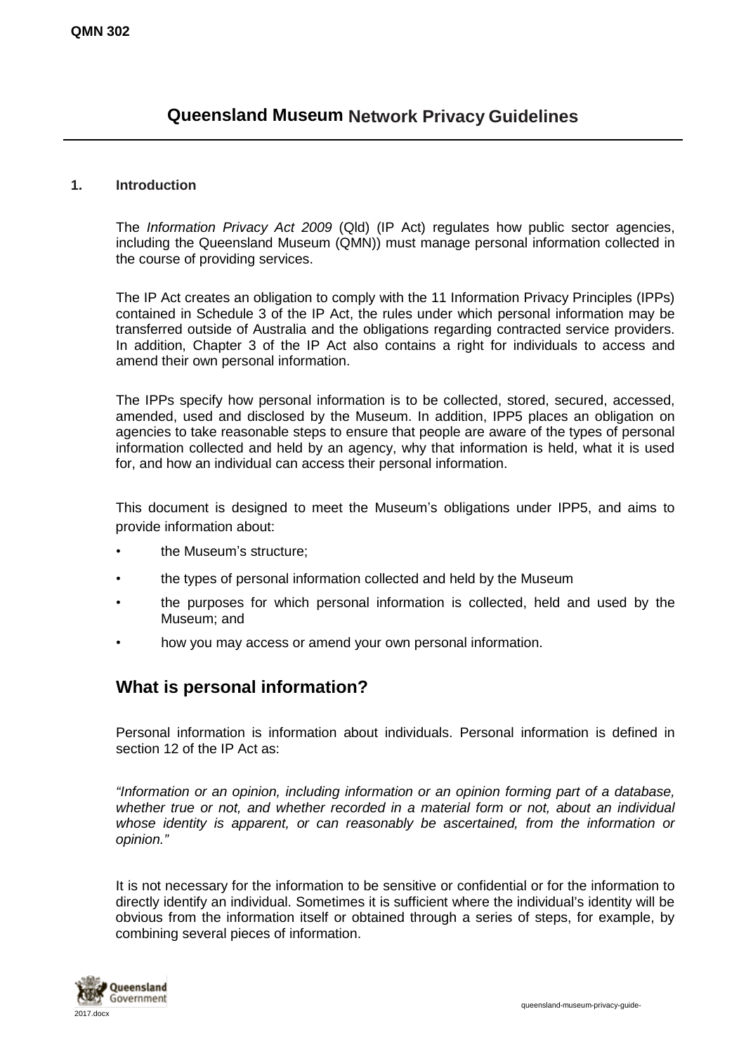**QMN 302**

# Queensland Museum Network Privacy Guidelines

## 1. Introduction

The *Information Privacy Act 2009* (Qld) (IP Act) regulates how public sector agencies, including the Queensland Museum (QMN)) must manage personal information collected in the course of providing services.

The IP Act creates an obligation to comply with the 11 Information Privacy Principles (IPPs) contained in Schedule 3 of the IP Act, the rules under which personal information may be transferred outside of Australia and the obligations regarding contracted service providers. In addition, Chapter 3 of the IP Act also contains a right for individuals to access and amend their own personal information.

The IPPs specify how personal information is to be collected, stored, secured, accessed, amended, used and disclosed by the Museum. In addition, IPP5 places an obligation on agencies to take reasonable steps to ensure that people are aware of the types of personal information collected and held by an agency, why that information is held, what it is used for, and how an individual can access their personal information.

This document is designed to meet the Museum's obligations under IPP5, and aims to provide information about:

- the Museum's structure;
- the types of personal information collected and held by the Museum
- the purposes for which personal information is collected, held and used by the Museum; and
- how you may access or amend your own personal information.

## What is personal information?

Personal information is information about individuals. Personal information is defined in section 12 of the IP Act as:

*"Information or an opinion, including information or an opinion forming part of a database, whether true or not, and whether recorded in a material form or not, about an individual whose identity is apparent, or can reasonably be ascertained, from the information or opinion."*

It is not necessary for the information to be sensitive or confidential or for the information to directly identify an individual. Sometimes it is sufficient where the individual's identity will be obvious from the information itself or obtained through a series of steps, for example, by combining several pieces of information.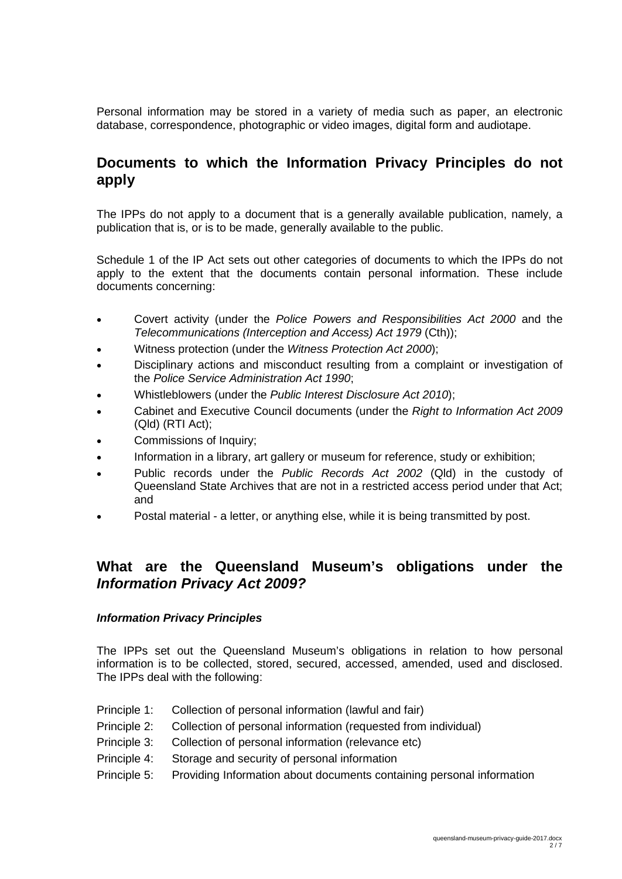Personal information may be stored in a variety of media such as paper, an electronic database, correspondence, photographic or video images, digital form and audiotape.

## Documents to which the Information Privacy Principles do not apply

The IPPs do not apply to a document that is a generally available publication, namely, a publication that is, or is to be made, generally available to the public.

Schedule 1 of the IP Act sets out other categories of documents to which the IPPs do not apply to the extent that the documents contain personal information. These include documents concerning:

- Covert activity (under the *Police Powers and Responsibilities Act 2000* and the *Telecommunications (Interception and Access) Act 1979* (Cth));
- Witness protection (under the *Witness Protection Act 2000*);
- Disciplinary actions and misconduct resulting from a complaint or investigation of the *Police Service Administration Act 1990*;
- Whistleblowers (under the *Public Interest Disclosure Act 2010*);
- Cabinet and Executive Council documents (under the *Right to Information Act 2009* (Qld) (RTI Act);
- Commissions of Inquiry;
- Information in a library, art gallery or museum for reference, study or exhibition;
- Public records under the *Public Records Act 2002* (Qld) in the custody of Queensland State Archives that are not in a restricted access period under that Act; and
- Postal material - a letter, or anything else, while it is being transmitted by post.

## What are the Queensland Museum's obligations under the *Information Privacy Act 2009?*

### *Information Privacy Principles*

The IPPs set out the Queensland Museum's obligations in relation to how personal information is to be collected, stored, secured, accessed, amended, used and disclosed. The IPPs deal with the following:

- Principle 1: Collection of personal information (lawful and fair)
- Principle 2: Collection of personal information (requested from individual)
- Principle 3: Collection of personal information (relevance etc)
- Principle 4: Storage and security of personal information
- Principle 5: Providing Information about documents containing personal information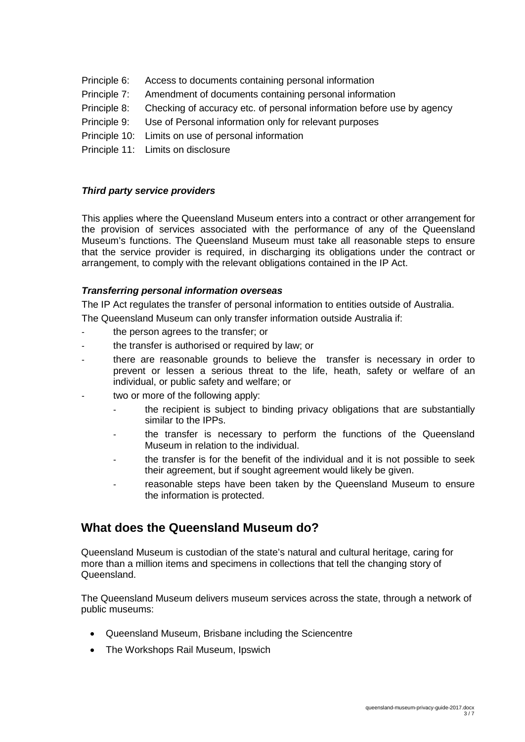Principle 6: Access to documents containing personal information

Principle 7: Amendment of documents containing personal information

Principle 8: Checking of accuracy etc. of personal information before use by agency

Principle 9: Use of Personal information only for relevant purposes

Principle 10: Limits on use of personal information

Principle 11: Limits on disclosure

***Third party service providers***

This applies where the Queensland Museum enters into a contract or other arrangement for the provision of services associated with the performance of any of the Queensland Museum's functions. The Queensland Museum must take all reasonable steps to ensure that the service provider is required, in discharging its obligations under the contract or arrangement, to comply with the relevant obligations contained in the IP Act.

***Transferring personal information overseas***

The IP Act regulates the transfer of personal information to entities outside of Australia.

The Queensland Museum can only transfer information outside Australia if:

- the person agrees to the transfer; or
- the transfer is authorised or required by law; or
- there are reasonable grounds to believe the transfer is necessary in order to prevent or lessen a serious threat to the life, heath, safety or welfare of an individual, or public safety and welfare; or
- two or more of the following apply:
    - the recipient is subject to binding privacy obligations that are substantially similar to the IPPs.
    - the transfer is necessary to perform the functions of the Queensland Museum in relation to the individual.
    - the transfer is for the benefit of the individual and it is not possible to seek their agreement, but if sought agreement would likely be given.
    - reasonable steps have been taken by the Queensland Museum to ensure the information is protected.

## What does the Queensland Museum do?

Queensland Museum is custodian of the state's natural and cultural heritage, caring for more than a million items and specimens in collections that tell the changing story of Queensland.

The Queensland Museum delivers museum services across the state, through a network of public museums:

- Queensland Museum, Brisbane including the Sciencentre
- The Workshops Rail Museum, Ipswich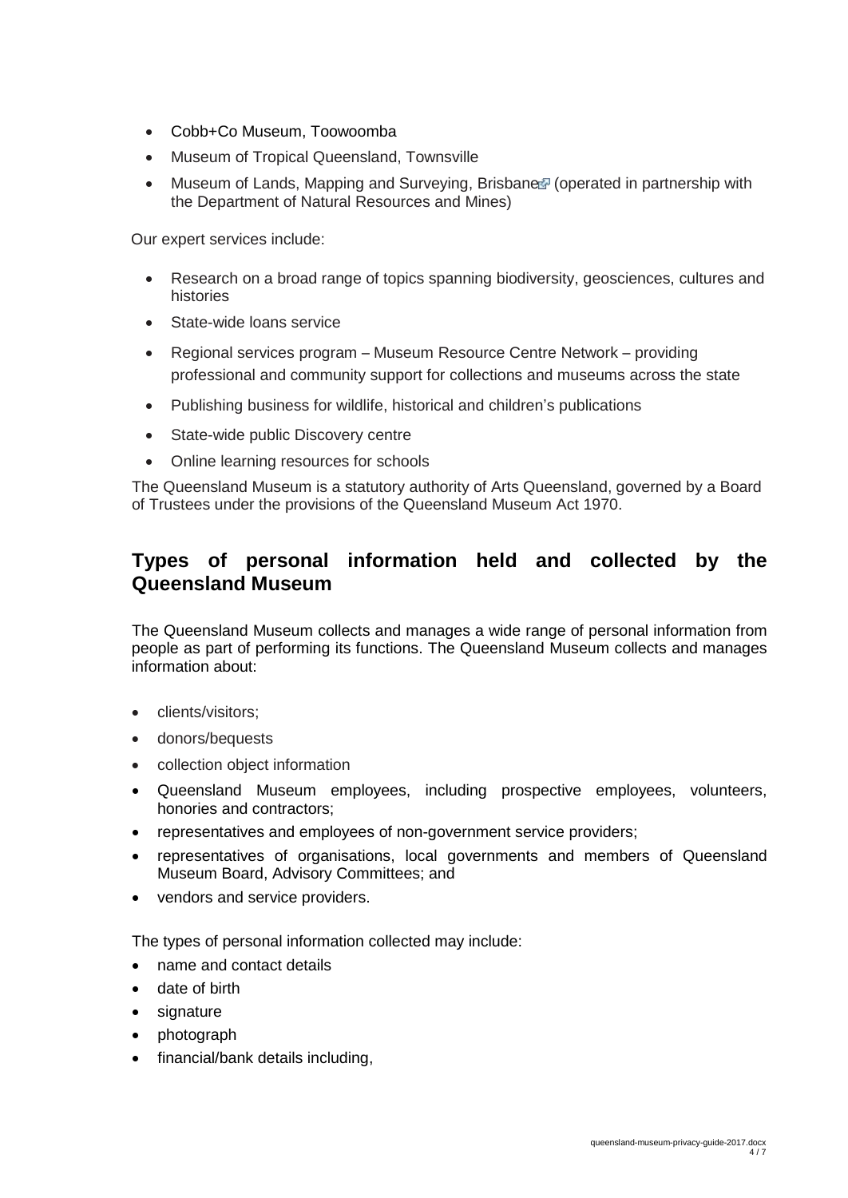- Cobb+Co Museum, Toowoomba
- Museum of Tropical Queensland, Townsville
- Museum of Lands, Mapping and Surveying, Brisbane (operated in partnership with the Department of Natural Resources and Mines)

Our expert services include:

- Research on a broad range of topics spanning biodiversity, geosciences, cultures and histories
- State-wide loans service
- Regional services program – Museum Resource Centre Network – providing professional and community support for collections and museums across the state
- Publishing business for wildlife, historical and children's publications
- State-wide public Discovery centre
- Online learning resources for schools

The Queensland Museum is a statutory authority of Arts Queensland, governed by a Board of Trustees under the provisions of the Queensland Museum Act 1970.

## Types of personal information held and collected by the Queensland Museum

The Queensland Museum collects and manages a wide range of personal information from people as part of performing its functions. The Queensland Museum collects and manages information about:

- clients/visitors;
- donors/bequests
- collection object information
- Queensland Museum employees, including prospective employees, volunteers, honories and contractors;
- representatives and employees of non-government service providers;
- representatives of organisations, local governments and members of Queensland Museum Board, Advisory Committees; and
- vendors and service providers.

The types of personal information collected may include:

- name and contact details
- date of birth
- signature
- photograph
- financial/bank details including,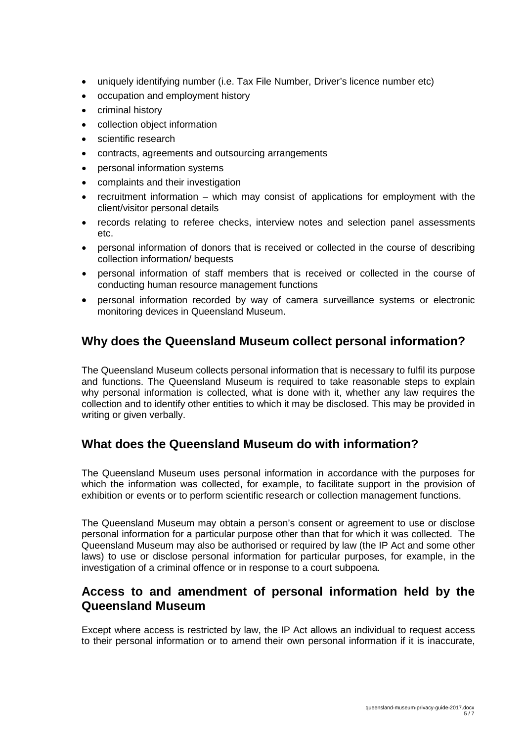- uniquely identifying number (i.e. Tax File Number, Driver's licence number etc)
- occupation and employment history
- criminal history
- collection object information
- scientific research
- contracts, agreements and outsourcing arrangements
- personal information systems
- complaints and their investigation
- recruitment information – which may consist of applications for employment with the client/visitor personal details
- records relating to referee checks, interview notes and selection panel assessments etc.
- personal information of donors that is received or collected in the course of describing collection information/ bequests
- personal information of staff members that is received or collected in the course of conducting human resource management functions
- personal information recorded by way of camera surveillance systems or electronic monitoring devices in Queensland Museum.

## Why does the Queensland Museum collect personal information?

The Queensland Museum collects personal information that is necessary to fulfil its purpose and functions. The Queensland Museum is required to take reasonable steps to explain why personal information is collected, what is done with it, whether any law requires the collection and to identify other entities to which it may be disclosed. This may be provided in writing or given verbally.

## What does the Queensland Museum do with information?

The Queensland Museum uses personal information in accordance with the purposes for which the information was collected, for example, to facilitate support in the provision of exhibition or events or to perform scientific research or collection management functions.

The Queensland Museum may obtain a person's consent or agreement to use or disclose personal information for a particular purpose other than that for which it was collected. The Queensland Museum may also be authorised or required by law (the IP Act and some other laws) to use or disclose personal information for particular purposes, for example, in the investigation of a criminal offence or in response to a court subpoena.

## Access to and amendment of personal information held by the Queensland Museum

Except where access is restricted by law, the IP Act allows an individual to request access to their personal information or to amend their own personal information if it is inaccurate,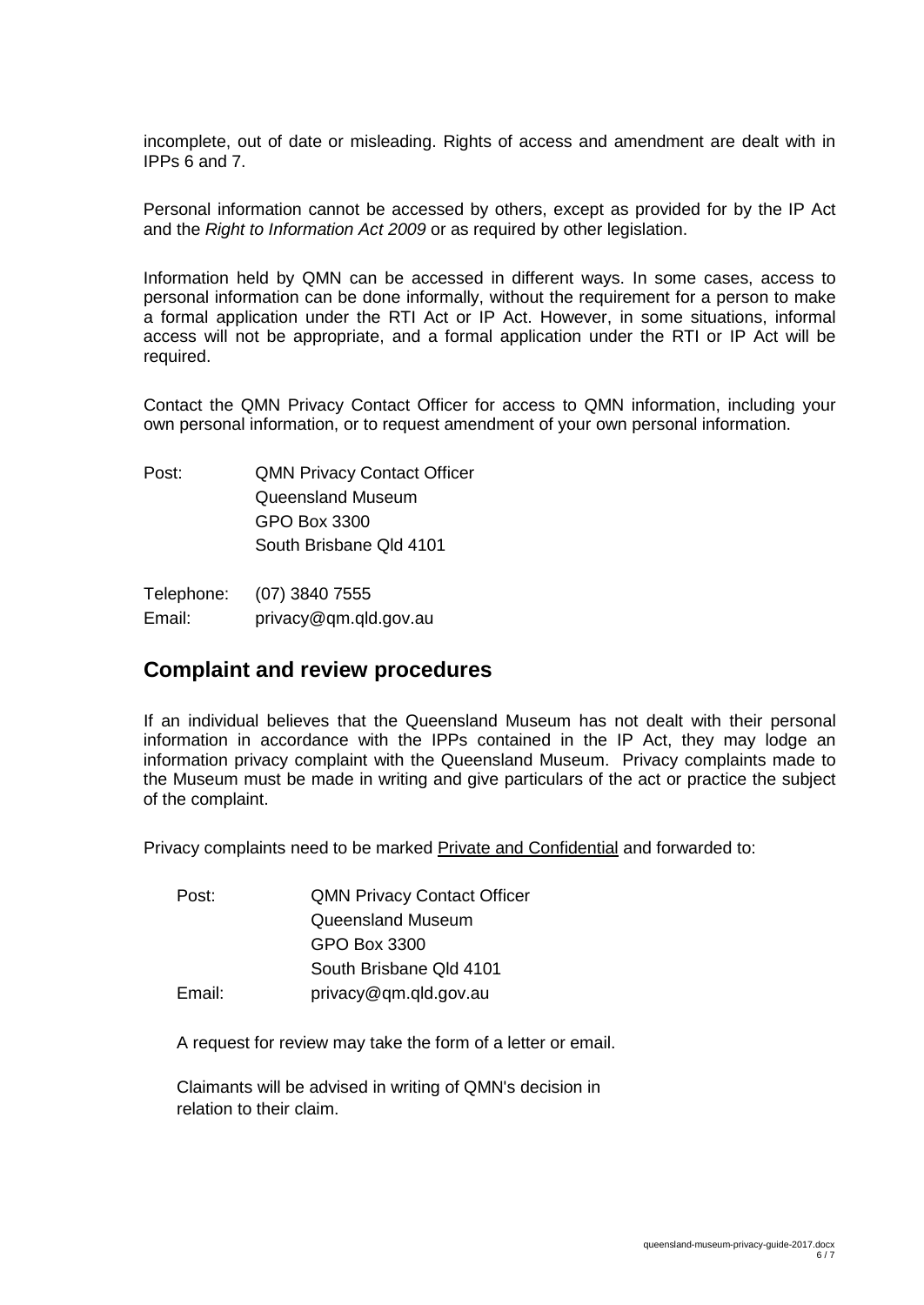incomplete, out of date or misleading. Rights of access and amendment are dealt with in IPPs 6 and 7.

Personal information cannot be accessed by others, except as provided for by the IP Act and the *Right to Information Act 2009* or as required by other legislation.

Information held by QMN can be accessed in different ways. In some cases, access to personal information can be done informally, without the requirement for a person to make a formal application under the RTI Act or IP Act. However, in some situations, informal access will not be appropriate, and a formal application under the RTI or IP Act will be required.

Contact the QMN Privacy Contact Officer for access to QMN information, including your own personal information, or to request amendment of your own personal information.

Post: QMN Privacy Contact Officer  
Queensland Museum  
GPO Box 3300  
South Brisbane Qld 4101

Telephone: (07) 3840 7555  
Email: privacy@qm.qld.gov.au

## Complaint and review procedures

If an individual believes that the Queensland Museum has not dealt with their personal information in accordance with the IPPs contained in the IP Act, they may lodge an information privacy complaint with the Queensland Museum. Privacy complaints made to the Museum must be made in writing and give particulars of the act or practice the subject of the complaint.

Privacy complaints need to be marked Private and Confidential and forwarded to:

Post: QMN Privacy Contact Officer  
Queensland Museum  
GPO Box 3300  
South Brisbane Qld 4101  
Email: privacy@qm.qld.gov.au

A request for review may take the form of a letter or email.

Claimants will be advised in writing of QMN's decision in relation to their claim.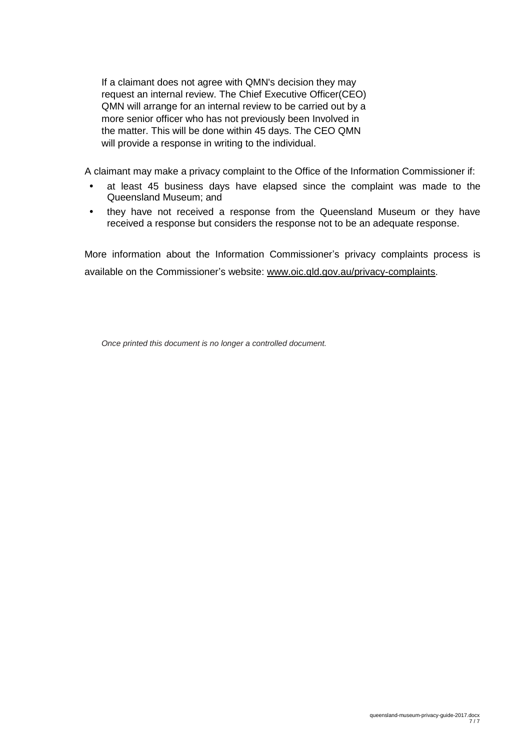If a claimant does not agree with QMN's decision they may request an internal review. The Chief Executive Officer(CEO) QMN will arrange for an internal review to be carried out by a more senior officer who has not previously been Involved in the matter. This will be done within 45 days. The CEO QMN will provide a response in writing to the individual.

A claimant may make a privacy complaint to the Office of the Information Commissioner if:

- at least 45 business days have elapsed since the complaint was made to the Queensland Museum; and
- they have not received a response from the Queensland Museum or they have received a response but considers the response not to be an adequate response.

More information about the Information Commissioner's privacy complaints process is available on the Commissioner's website: www.oic.qld.gov.au/privacy-complaints.

*Once printed this document is no longer a controlled document.*